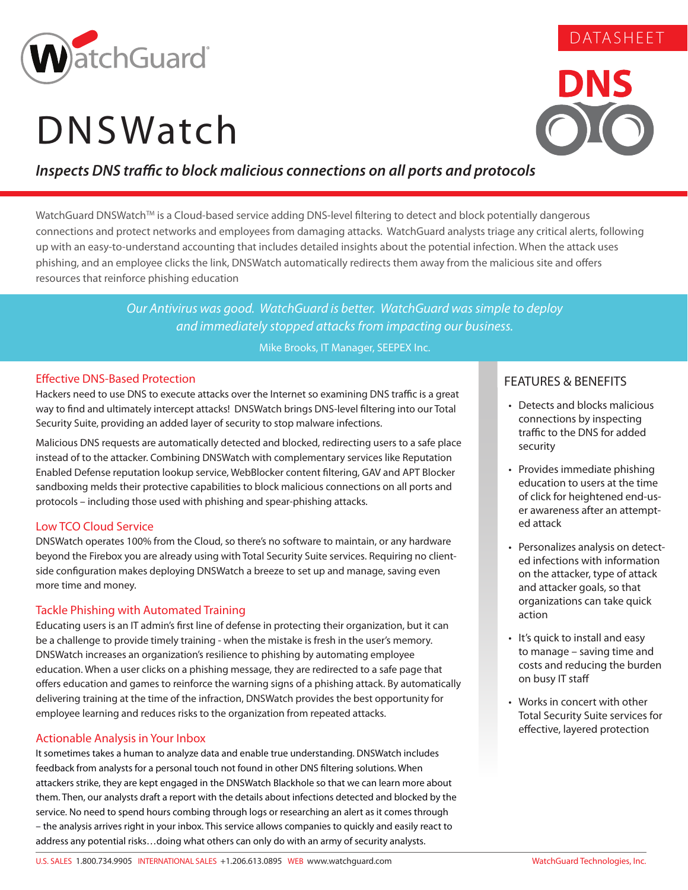DATASHEET

# DNSWatch

***Inspects DNS traffic to block malicious connections on all ports and protocols***

WatchGuard DNSWatch™ is a Cloud-based service adding DNS-level filtering to detect and block potentially dangerous connections and protect networks and employees from damaging attacks. WatchGuard analysts triage any critical alerts, following up with an easy-to-understand accounting that includes detailed insights about the potential infection. When the attack uses phishing, and an employee clicks the link, DNSWatch automatically redirects them away from the malicious site and offers resources that reinforce phishing education

> *Our Antivirus was good. WatchGuard is better. WatchGuard was simple to deploy and immediately stopped attacks from impacting our business.*
>
> Mike Brooks, IT Manager, SEEPEX Inc.

## Effective DNS-Based Protection

Hackers need to use DNS to execute attacks over the Internet so examining DNS traffic is a great way to find and ultimately intercept attacks! DNSWatch brings DNS-level filtering into our Total Security Suite, providing an added layer of security to stop malware infections.

Malicious DNS requests are automatically detected and blocked, redirecting users to a safe place instead of to the attacker. Combining DNSWatch with complementary services like Reputation Enabled Defense reputation lookup service, WebBlocker content filtering, GAV and APT Blocker sandboxing melds their protective capabilities to block malicious connections on all ports and protocols – including those used with phishing and spear-phishing attacks.

## Low TCO Cloud Service

DNSWatch operates 100% from the Cloud, so there's no software to maintain, or any hardware beyond the Firebox you are already using with Total Security Suite services. Requiring no client-side configuration makes deploying DNSWatch a breeze to set up and manage, saving even more time and money.

## Tackle Phishing with Automated Training

Educating users is an IT admin's first line of defense in protecting their organization, but it can be a challenge to provide timely training - when the mistake is fresh in the user's memory. DNSWatch increases an organization's resilience to phishing by automating employee education. When a user clicks on a phishing message, they are redirected to a safe page that offers education and games to reinforce the warning signs of a phishing attack. By automatically delivering training at the time of the infraction, DNSWatch provides the best opportunity for employee learning and reduces risks to the organization from repeated attacks.

## Actionable Analysis in Your Inbox

It sometimes takes a human to analyze data and enable true understanding. DNSWatch includes feedback from analysts for a personal touch not found in other DNS filtering solutions. When attackers strike, they are kept engaged in the DNSWatch Blackhole so that we can learn more about them. Then, our analysts draft a report with the details about infections detected and blocked by the service. No need to spend hours combing through logs or researching an alert as it comes through – the analysis arrives right in your inbox. This service allows companies to quickly and easily react to address any potential risks…doing what others can only do with an army of security analysts.

## FEATURES & BENEFITS

- Detects and blocks malicious connections by inspecting traffic to the DNS for added security
- Provides immediate phishing education to users at the time of click for heightened end-user awareness after an attempted attack
- Personalizes analysis on detected infections with information on the attacker, type of attack and attacker goals, so that organizations can take quick action
- It's quick to install and easy to manage – saving time and costs and reducing the burden on busy IT staff
- Works in concert with other Total Security Suite services for effective, layered protection

U.S. SALES 1.800.734.9905 INTERNATIONAL SALES +1.206.613.0895 WEB www.watchguard.com WatchGuard Technologies, Inc.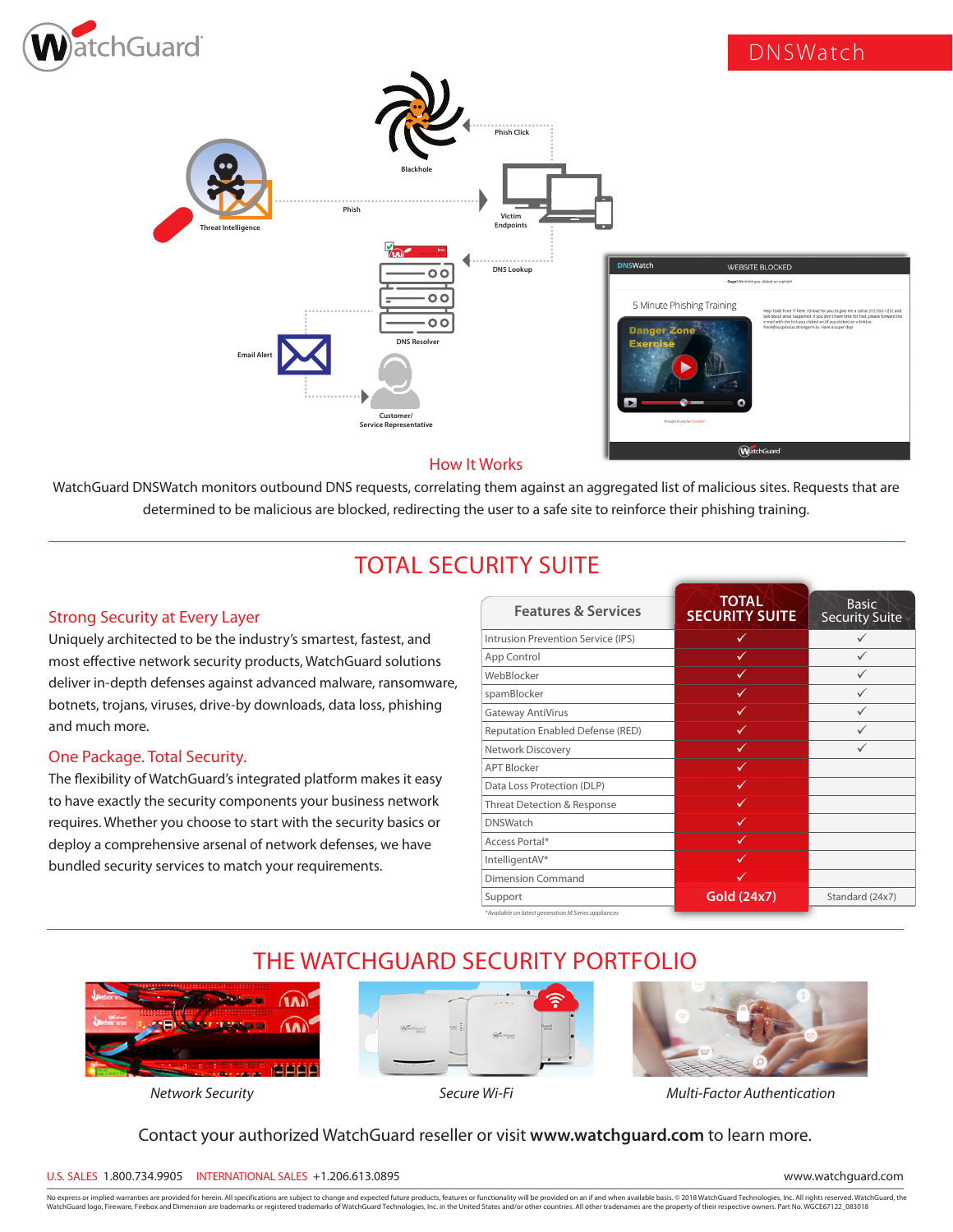# DNSWatch

Threat Intelligence

Phish

Blackhole

Phish Click

Victim Endpoints

DNS Lookup

DNS Resolver

Email Alert

Customer/ Service Representative

## How It Works

WatchGuard DNSWatch monitors outbound DNS requests, correlating them against an aggregated list of malicious sites. Requests that are determined to be malicious are blocked, redirecting the user to a safe site to reinforce their phishing training.

# TOTAL SECURITY SUITE

### Strong Security at Every Layer

Uniquely architected to be the industry's smartest, fastest, and most effective network security products, WatchGuard solutions deliver in-depth defenses against advanced malware, ransomware, botnets, trojans, viruses, drive-by downloads, data loss, phishing and much more.

### One Package. Total Security.

The flexibility of WatchGuard's integrated platform makes it easy to have exactly the security components your business network requires. Whether you choose to start with the security basics or deploy a comprehensive arsenal of network defenses, we have bundled security services to match your requirements.

| Features & Services | TOTAL SECURITY SUITE | Basic Security Suite |
|---|---|---|
| Intrusion Prevention Service (IPS) | ✓ | ✓ |
| App Control | ✓ | ✓ |
| WebBlocker | ✓ | ✓ |
| spamBlocker | ✓ | ✓ |
| Gateway AntiVirus | ✓ | ✓ |
| Reputation Enabled Defense (RED) | ✓ | ✓ |
| Network Discovery | ✓ | ✓ |
| APT Blocker | ✓ | |
| Data Loss Protection (DLP) | ✓ | |
| Threat Detection & Response | ✓ | |
| DNSWatch | ✓ | |
| Access Portal* | ✓ | |
| IntelligentAV* | ✓ | |
| Dimension Command | ✓ | |
| Support | Gold (24x7) | Standard (24x7) |

*Available on latest generation M Series appliances

# THE WATCHGUARD SECURITY PORTFOLIO

*Network Security*

*Secure Wi-Fi*

*Multi-Factor Authentication*

Contact your authorized WatchGuard reseller or visit **www.watchguard.com** to learn more.

U.S. SALES 1.800.734.9905 INTERNATIONAL SALES +1.206.613.0895 www.watchguard.com

No express or implied warranties are provided for herein. All specifications are subject to change and expected future products, features or functionality will be provided on an if and when available basis. © 2018 WatchGuard Technologies, Inc. All rights reserved. WatchGuard, the WatchGuard logo, Fireware, Firebox and Dimension are trademarks or registered trademarks of WatchGuard Technologies, Inc. in the United States and/or other countries. All other tradenames are the property of their respective owners. Part No. WGCE67122_083018